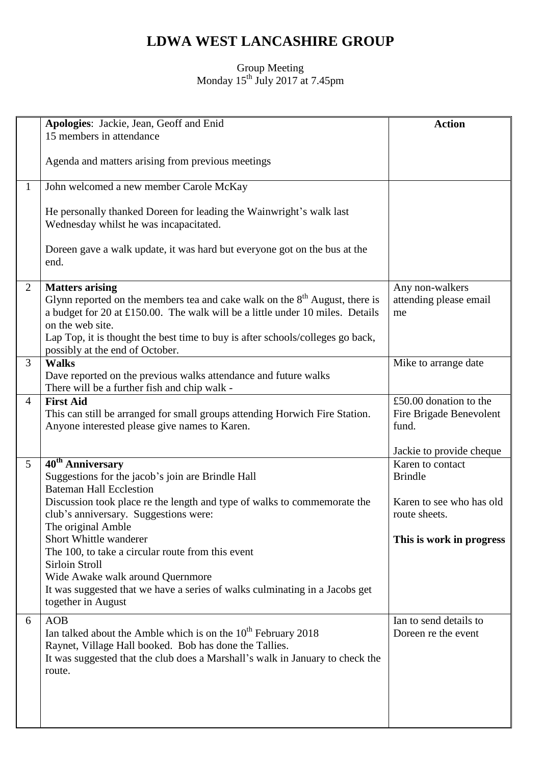# LDWA WEST LANCASHIRE GROUP

Group Meeting
Monday 15th July 2017 at 7.45pm

| | | Action |
|---|---|---|
| | **Apologies**: Jackie, Jean, Geoff and Enid<br>15 members in attendance<br><br>Agenda and matters arising from previous meetings | |
| 1 | John welcomed a new member Carole McKay<br><br>He personally thanked Doreen for leading the Wainwright's walk last Wednesday whilst he was incapacitated.<br><br>Doreen gave a walk update, it was hard but everyone got on the bus at the end. | |
| 2 | **Matters arising**<br>Glynn reported on the members tea and cake walk on the 8th August, there is a budget for 20 at £150.00. The walk will be a little under 10 miles. Details on the web site.<br>Lap Top, it is thought the best time to buy is after schools/colleges go back, possibly at the end of October. | Any non-walkers attending please email me |
| 3 | **Walks**<br>Dave reported on the previous walks attendance and future walks<br>There will be a further fish and chip walk - | Mike to arrange date |
| 4 | **First Aid**<br>This can still be arranged for small groups attending Horwich Fire Station. Anyone interested please give names to Karen. | £50.00 donation to the Fire Brigade Benevolent fund.<br><br>Jackie to provide cheque |
| 5 | **40th Anniversary**<br>Suggestions for the jacob's join are Brindle Hall<br>Bateman Hall Ecclestion<br>Discussion took place re the length and type of walks to commemorate the club's anniversary. Suggestions were:<br>The original Amble<br>Short Whittle wanderer<br>The 100, to take a circular route from this event<br>Sirloin Stroll<br>Wide Awake walk around Quernmore<br>It was suggested that we have a series of walks culminating in a Jacobs get together in August | Karen to contact Brindle<br><br>Karen to see who has old route sheets.<br><br>**This is work in progress** |
| 6 | AOB<br>Ian talked about the Amble which is on the 10th February 2018<br>Raynet, Village Hall booked. Bob has done the Tallies.<br>It was suggested that the club does a Marshall's walk in January to check the route. | Ian to send details to Doreen re the event |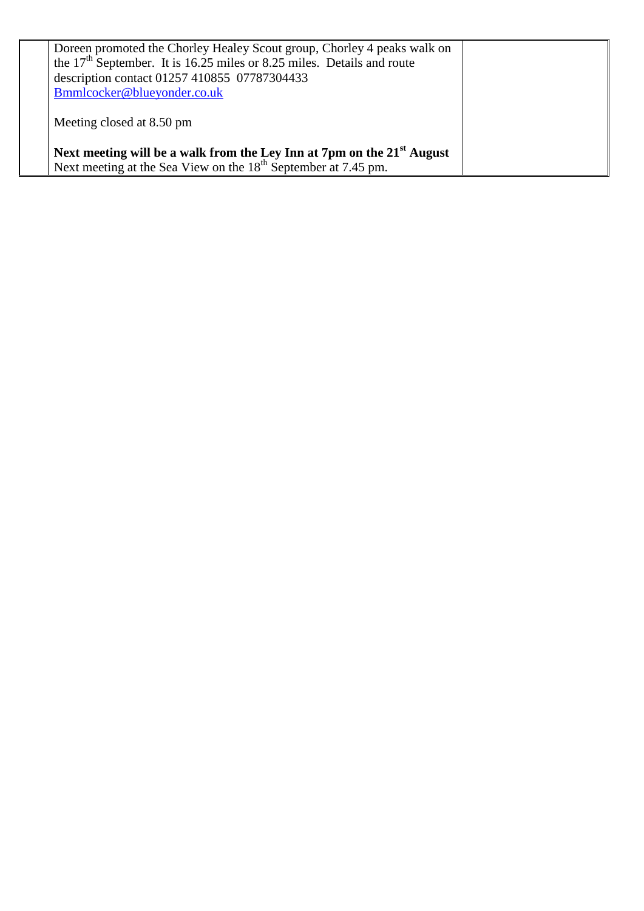| | | |
|---|---|---|
| | Doreen promoted the Chorley Healey Scout group, Chorley 4 peaks walk on the 17th September. It is 16.25 miles or 8.25 miles. Details and route description contact 01257 410855 07787304433 Bmmlcocker@blueyonder.co.uk<br><br>Meeting closed at 8.50 pm<br><br>**Next meeting will be a walk from the Ley Inn at 7pm on the 21st August**<br>Next meeting at the Sea View on the 18th September at 7.45 pm. | |